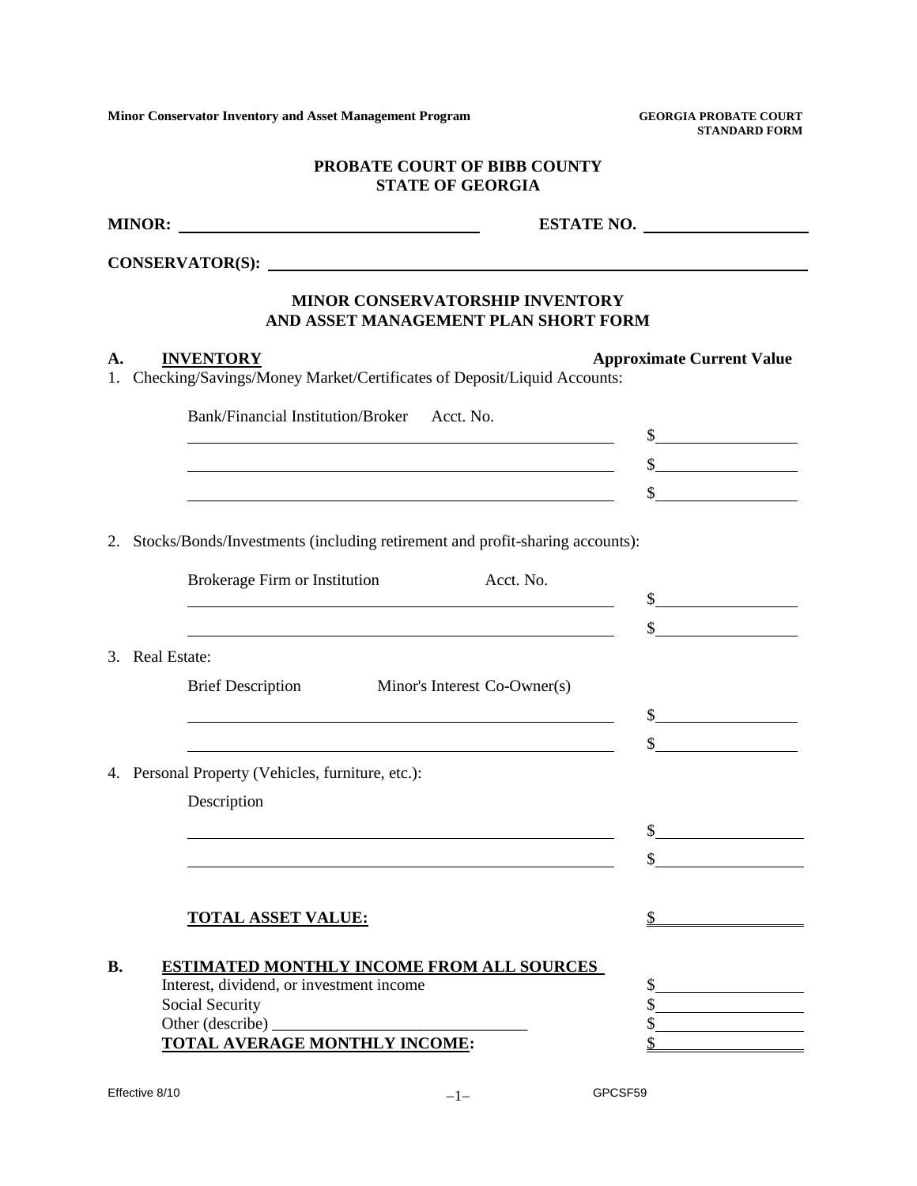**Minor Conservator Inventory and Asset Management Program**

**GEORGIA PROBATE COURT STANDARD FORM**

**PROBATE COURT OF BIBB COUNTY**
**STATE OF GEORGIA**

**MINOR:** ______________________________ **ESTATE NO.** ____________________

**CONSERVATOR(S):** ______________________________________________________

## MINOR CONSERVATORSHIP INVENTORY AND ASSET MANAGEMENT PLAN SHORT FORM

**A. INVENTORY** **Approximate Current Value**

1. Checking/Savings/Money Market/Certificates of Deposit/Liquid Accounts:

   Bank/Financial Institution/Broker Acct. No.

   ______________________________________________ $____________

   ______________________________________________ $____________

   ______________________________________________ $____________

2. Stocks/Bonds/Investments (including retirement and profit-sharing accounts):

   Brokerage Firm or Institution Acct. No.

   ______________________________________________ $____________

   ______________________________________________ $____________

3. Real Estate:

   Brief Description Minor's Interest Co-Owner(s)

   ______________________________________________ $____________

   ______________________________________________ $____________

4. Personal Property (Vehicles, furniture, etc.):

   Description

   ______________________________________________ $____________

   ______________________________________________ $____________

**TOTAL ASSET VALUE:** $____________

**B. ESTIMATED MONTHLY INCOME FROM ALL SOURCES**

Interest, dividend, or investment income $____________

Social Security $____________

Other (describe) _______________________________ $____________

**TOTAL AVERAGE MONTHLY INCOME:** $____________

Effective 8/10 GPCSF59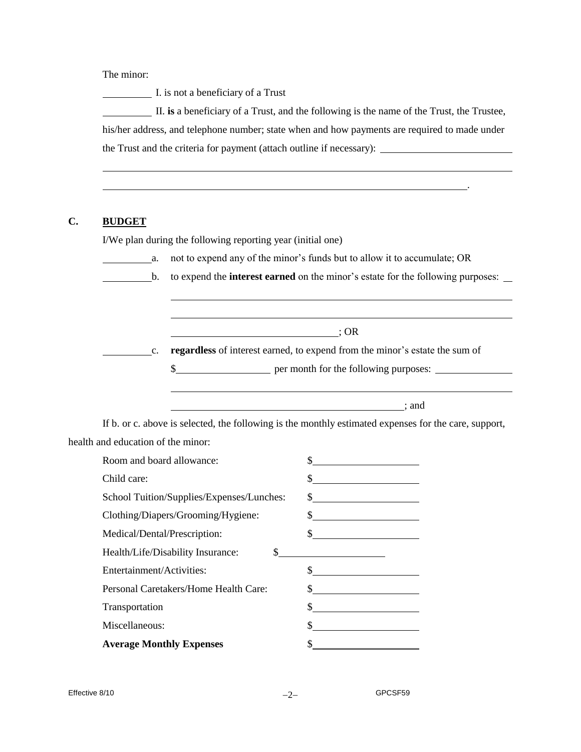The minor:

__________ I. is not a beneficiary of a Trust

__________ II. **is** a beneficiary of a Trust, and the following is the name of the Trust, the Trustee, his/her address, and telephone number; state when and how payments are required to made under the Trust and the criteria for payment (attach outline if necessary): ______________________________

________________________________________________________________________________

__________________________________________________________________________.

## C. BUDGET

I/We plan during the following reporting year (initial one)

__________a. not to expend any of the minor's funds but to allow it to accumulate; OR

__________b. to expend the **interest earned** on the minor's estate for the following purposes: __

________________________________________________________________________________

________________________________________________________________________________

______________________________________; OR

__________c. **regardless** of interest earned, to expend from the minor's estate the sum of

$____________________ per month for the following purposes: ________________

________________________________________________________________________________

____________________________________________________; and

If b. or c. above is selected, the following is the monthly estimated expenses for the care, support, health and education of the minor:

| | |
|---|---|
| Room and board allowance: | $____________________ |
| Child care: | $____________________ |
| School Tuition/Supplies/Expenses/Lunches: | $____________________ |
| Clothing/Diapers/Grooming/Hygiene: | $____________________ |
| Medical/Dental/Prescription: | $____________________ |
| Health/Life/Disability Insurance: | $____________________ |
| Entertainment/Activities: | $____________________ |
| Personal Caretakers/Home Health Care: | $____________________ |
| Transportation | $____________________ |
| Miscellaneous: | $____________________ |
| **Average Monthly Expenses** | $____________________ |

Effective 8/10 GPCSF59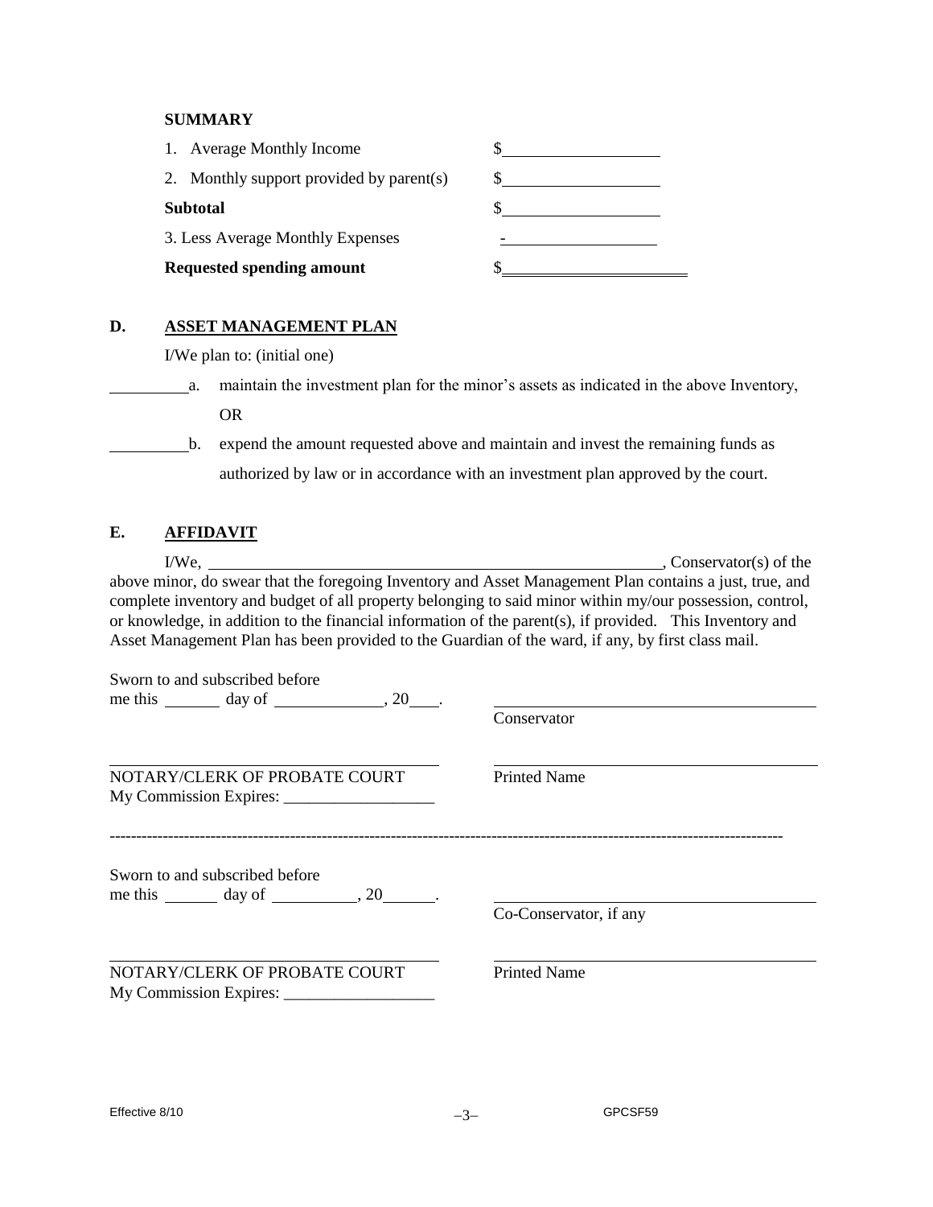**SUMMARY**

| | |
|---|---|
| 1. Average Monthly Income | $__________________ |
| 2. Monthly support provided by parent(s) | $__________________ |
| **Subtotal** | $__________________ |
| 3. Less Average Monthly Expenses | -__________________ |
| **Requested spending amount** | $__________________ |

**D. ASSET MANAGEMENT PLAN**

I/We plan to: (initial one)

__________a. maintain the investment plan for the minor's assets as indicated in the above Inventory, OR

__________b. expend the amount requested above and maintain and invest the remaining funds as authorized by law or in accordance with an investment plan approved by the court.

**E. AFFIDAVIT**

I/We, ____________________________________________________________, Conservator(s) of the above minor, do swear that the foregoing Inventory and Asset Management Plan contains a just, true, and complete inventory and budget of all property belonging to said minor within my/our possession, control, or knowledge, in addition to the financial information of the parent(s), if provided. This Inventory and Asset Management Plan has been provided to the Guardian of the ward, if any, by first class mail.

Sworn to and subscribed before
me this _______ day of _____________, 20____.

________________________________________
Conservator

________________________________________
NOTARY/CLERK OF PROBATE COURT
My Commission Expires: __________________

________________________________________
Printed Name

------------------------------------------------------------------------------------------------------------------------------

Sworn to and subscribed before
me this _______ day of __________, 20______.

________________________________________
Co-Conservator, if any

________________________________________
NOTARY/CLERK OF PROBATE COURT
My Commission Expires: __________________

________________________________________
Printed Name

Effective 8/10 GPCSF59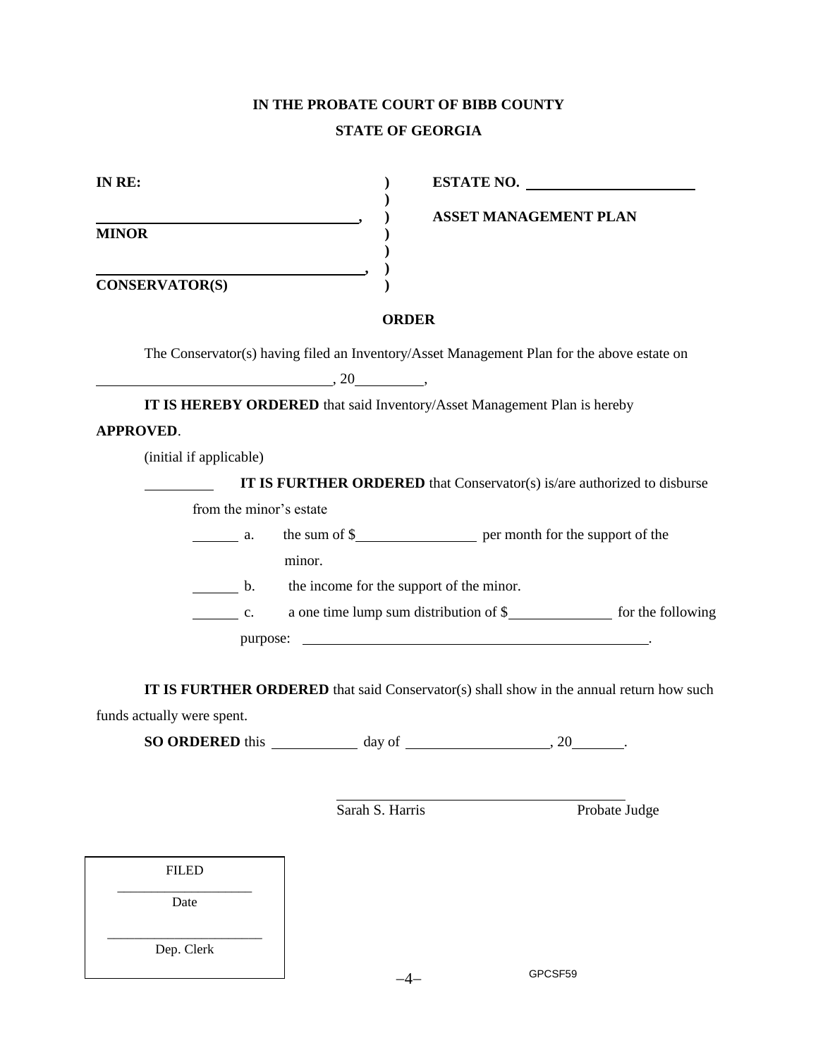**IN THE PROBATE COURT OF BIBB COUNTY**

**STATE OF GEORGIA**

| | | |
|---|---|---|
| **IN RE:** | ) | **ESTATE NO.** ____________________ |
| | ) | |
| ________________________________, | ) | **ASSET MANAGEMENT PLAN** |
| **MINOR** | ) | |
| | ) | |
| ________________________________, | ) | |
| **CONSERVATOR(S)** | ) | |

**ORDER**

The Conservator(s) having filed an Inventory/Asset Management Plan for the above estate on ____________________________, 20________,

**IT IS HEREBY ORDERED** that said Inventory/Asset Management Plan is hereby **APPROVED**.

(initial if applicable)

________ **IT IS FURTHER ORDERED** that Conservator(s) is/are authorized to disburse from the minor's estate

______ a. the sum of $________________ per month for the support of the minor.

______ b. the income for the support of the minor.

______ c. a one time lump sum distribution of $______________ for the following purpose: ______________________________________________.

**IT IS FURTHER ORDERED** that said Conservator(s) shall show in the annual return how such funds actually were spent.

**SO ORDERED** this __________ day of ________________, 20_______.

_______________________________________

Sarah S. Harris Probate Judge

FILED

___________________

Date

___________________

Dep. Clerk

GPCSF59